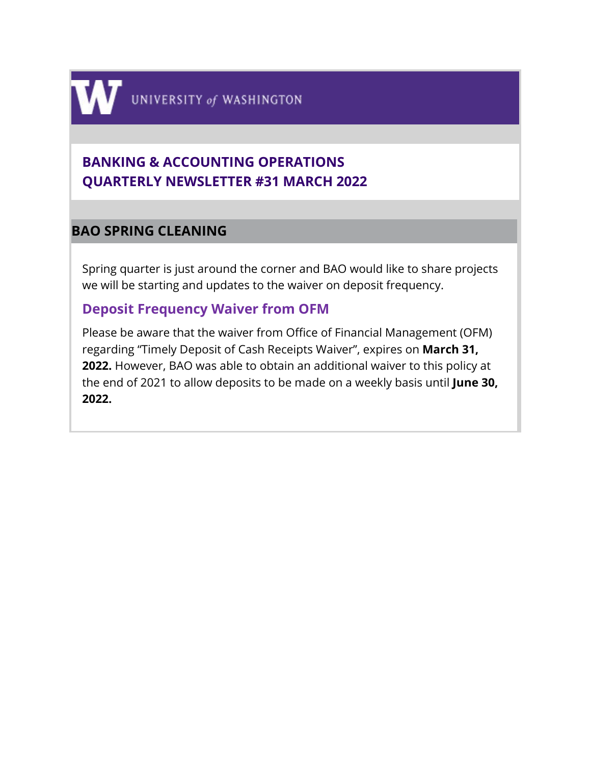UNIVERSITY of WASHINGTON

# BANKING & ACCOUNTING OPERATIONS QUARTERLY NEWSLETTER #31 MARCH 2022

## BAO SPRING CLEANING

Spring quarter is just around the corner and BAO would like to share projects we will be starting and updates to the waiver on deposit frequency.

### Deposit Frequency Waiver from OFM

Please be aware that the waiver from Office of Financial Management (OFM) regarding "Timely Deposit of Cash Receipts Waiver", expires on **March 31, 2022.** However, BAO was able to obtain an additional waiver to this policy at the end of 2021 to allow deposits to be made on a weekly basis until **June 30, 2022.**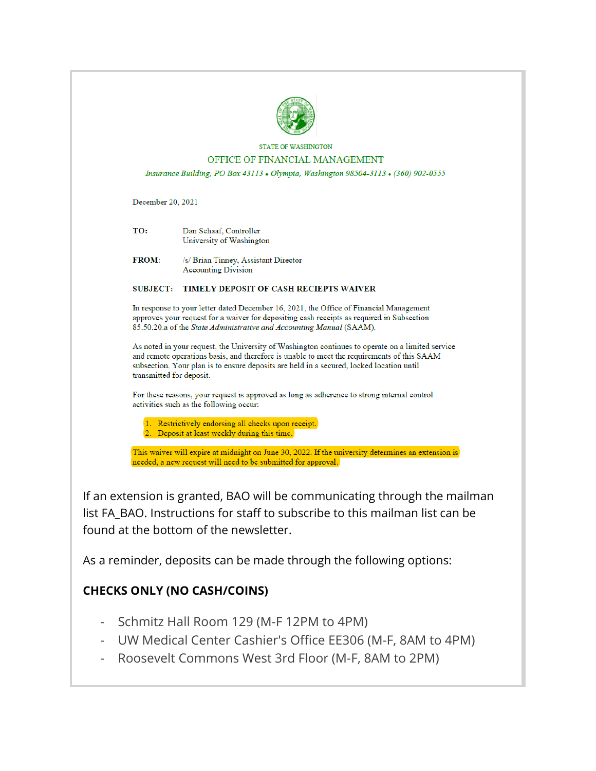STATE OF WASHINGTON

OFFICE OF FINANCIAL MANAGEMENT

*Insurance Building, PO Box 43113 • Olympia, Washington 98504-3113 • (360) 902-0555*

December 20, 2021

**TO:** Dan Schaaf, Controller
University of Washington

**FROM:** /s/ Brian Tinney, Assistant Director
Accounting Division

**SUBJECT: TIMELY DEPOSIT OF CASH RECIEPTS WAIVER**

In response to your letter dated December 16, 2021, the Office of Financial Management approves your request for a waiver for depositing cash receipts as required in Subsection 85.50.20.a of the *State Administrative and Accounting Manual* (SAAM).

As noted in your request, the University of Washington continues to operate on a limited service and remote operations basis, and therefore is unable to meet the requirements of this SAAM subsection. Your plan is to ensure deposits are held in a secured, locked location until transmitted for deposit.

For these reasons, your request is approved as long as adherence to strong internal control activities such as the following occur:

1. Restrictively endorsing all checks upon receipt.
2. Deposit at least weekly during this time.

This waiver will expire at midnight on June 30, 2022. If the university determines an extension is needed, a new request will need to be submitted for approval.

If an extension is granted, BAO will be communicating through the mailman list FA_BAO. Instructions for staff to subscribe to this mailman list can be found at the bottom of the newsletter.

As a reminder, deposits can be made through the following options:

**CHECKS ONLY (NO CASH/COINS)**

- Schmitz Hall Room 129 (M-F 12PM to 4PM)
- UW Medical Center Cashier's Office EE306 (M-F, 8AM to 4PM)
- Roosevelt Commons West 3rd Floor (M-F, 8AM to 2PM)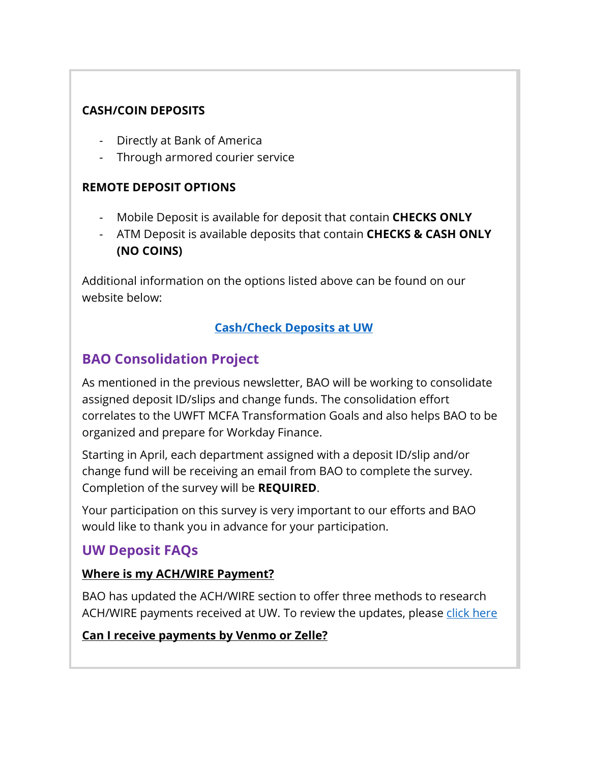**CASH/COIN DEPOSITS**

- Directly at Bank of America
- Through armored courier service

**REMOTE DEPOSIT OPTIONS**

- Mobile Deposit is available for deposit that contain **CHECKS ONLY**
- ATM Deposit is available deposits that contain **CHECKS & CASH ONLY (NO COINS)**

Additional information on the options listed above can be found on our website below:

**Cash/Check Deposits at UW**

## BAO Consolidation Project

As mentioned in the previous newsletter, BAO will be working to consolidate assigned deposit ID/slips and change funds. The consolidation effort correlates to the UWFT MCFA Transformation Goals and also helps BAO to be organized and prepare for Workday Finance.

Starting in April, each department assigned with a deposit ID/slip and/or change fund will be receiving an email from BAO to complete the survey. Completion of the survey will be **REQUIRED**.

Your participation on this survey is very important to our efforts and BAO would like to thank you in advance for your participation.

## UW Deposit FAQs

**Where is my ACH/WIRE Payment?**

BAO has updated the ACH/WIRE section to offer three methods to research ACH/WIRE payments received at UW. To review the updates, please click here

**Can I receive payments by Venmo or Zelle?**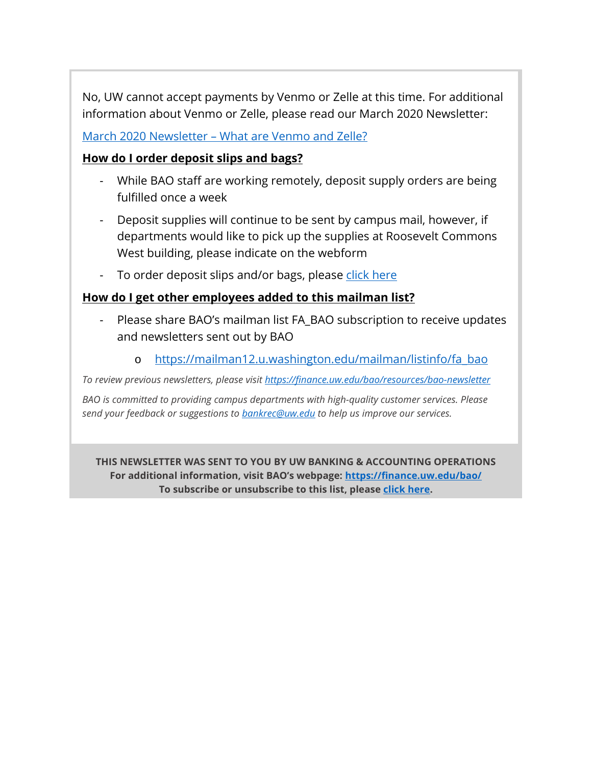No, UW cannot accept payments by Venmo or Zelle at this time. For additional information about Venmo or Zelle, please read our March 2020 Newsletter:

[March 2020 Newsletter – What are Venmo and Zelle?]

**How do I order deposit slips and bags?**

- While BAO staff are working remotely, deposit supply orders are being fulfilled once a week
- Deposit supplies will continue to be sent by campus mail, however, if departments would like to pick up the supplies at Roosevelt Commons West building, please indicate on the webform
- To order deposit slips and/or bags, please click here

**How do I get other employees added to this mailman list?**

- Please share BAO's mailman list FA_BAO subscription to receive updates and newsletters sent out by BAO
  - https://mailman12.u.washington.edu/mailman/listinfo/fa_bao

*To review previous newsletters, please visit https://finance.uw.edu/bao/resources/bao-newsletter*

*BAO is committed to providing campus departments with high-quality customer services. Please send your feedback or suggestions to bankrec@uw.edu to help us improve our services.*

**THIS NEWSLETTER WAS SENT TO YOU BY UW BANKING & ACCOUNTING OPERATIONS**
**For additional information, visit BAO's webpage: https://finance.uw.edu/bao/**
**To subscribe or unsubscribe to this list, please click here.**